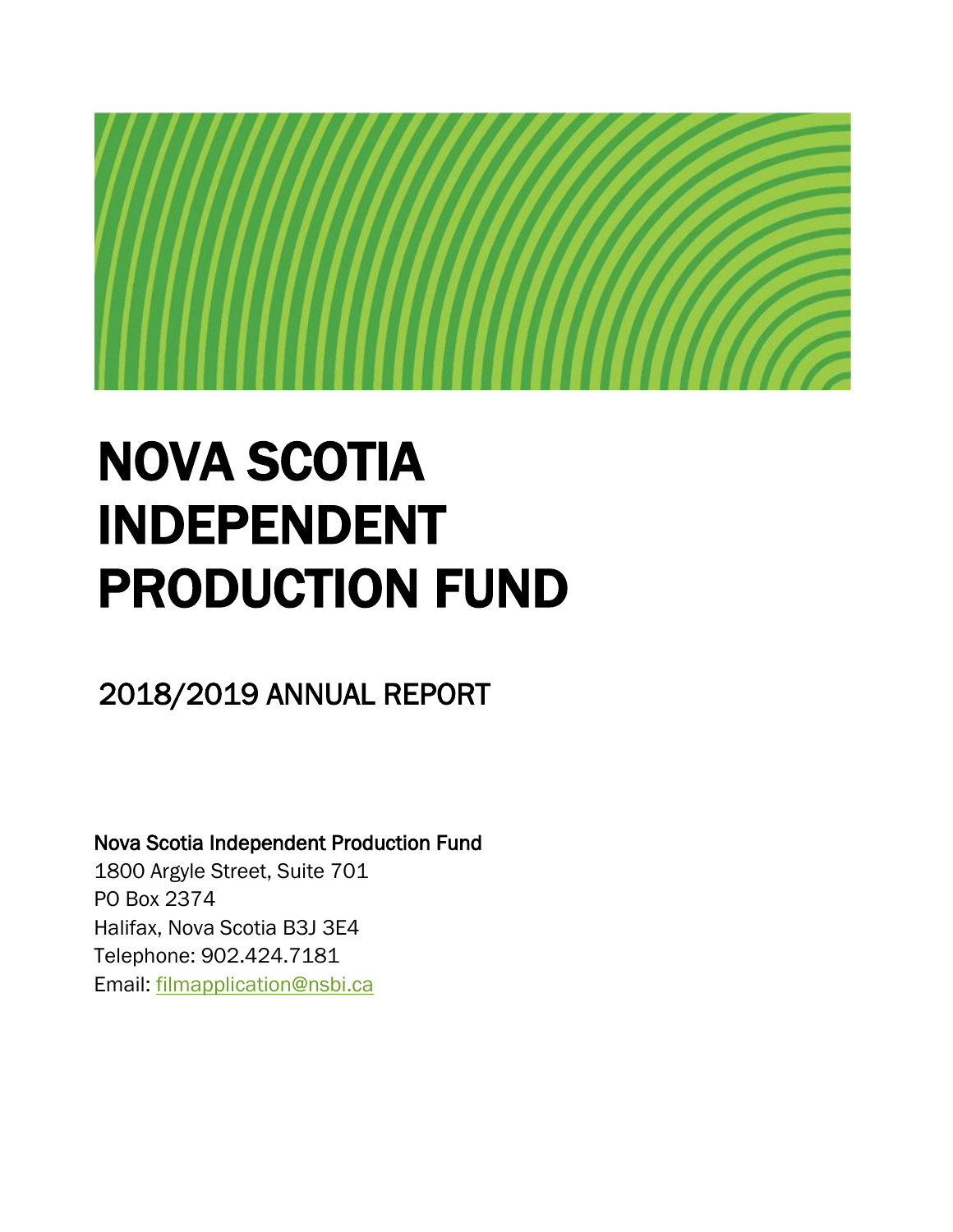# NOVA SCOTIA INDEPENDENT PRODUCTION FUND

## 2018/2019 ANNUAL REPORT

**Nova Scotia Independent Production Fund**
1800 Argyle Street, Suite 701
PO Box 2374
Halifax, Nova Scotia B3J 3E4
Telephone: 902.424.7181
Email: filmapplication@nsbi.ca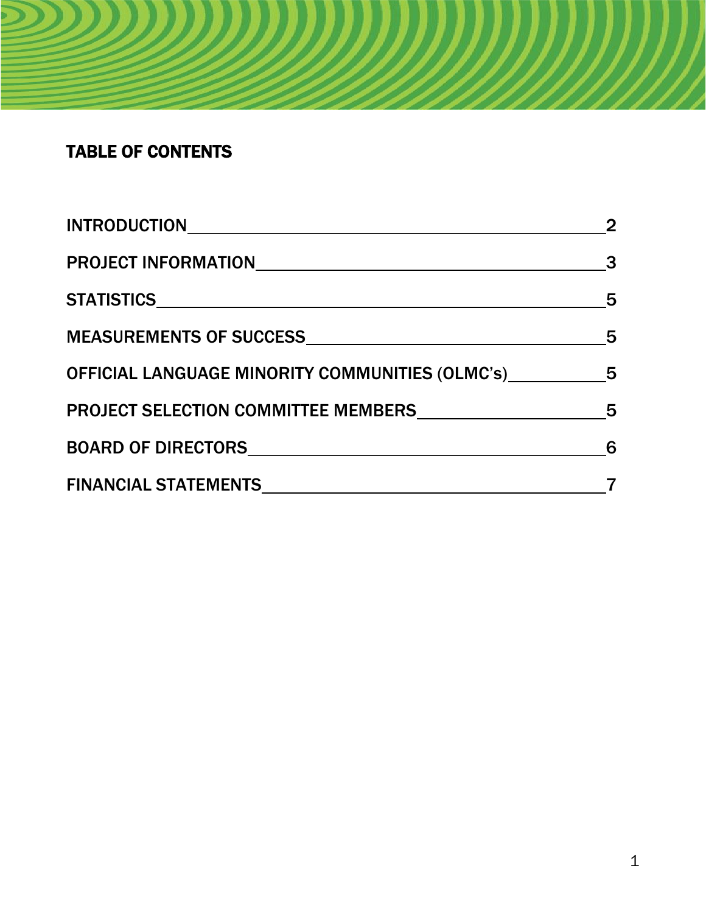# TABLE OF CONTENTS

| | |
|---|---|
| INTRODUCTION | 2 |
| PROJECT INFORMATION | 3 |
| STATISTICS | 5 |
| MEASUREMENTS OF SUCCESS | 5 |
| OFFICIAL LANGUAGE MINORITY COMMUNITIES (OLMC's) | 5 |
| PROJECT SELECTION COMMITTEE MEMBERS | 5 |
| BOARD OF DIRECTORS | 6 |
| FINANCIAL STATEMENTS | 7 |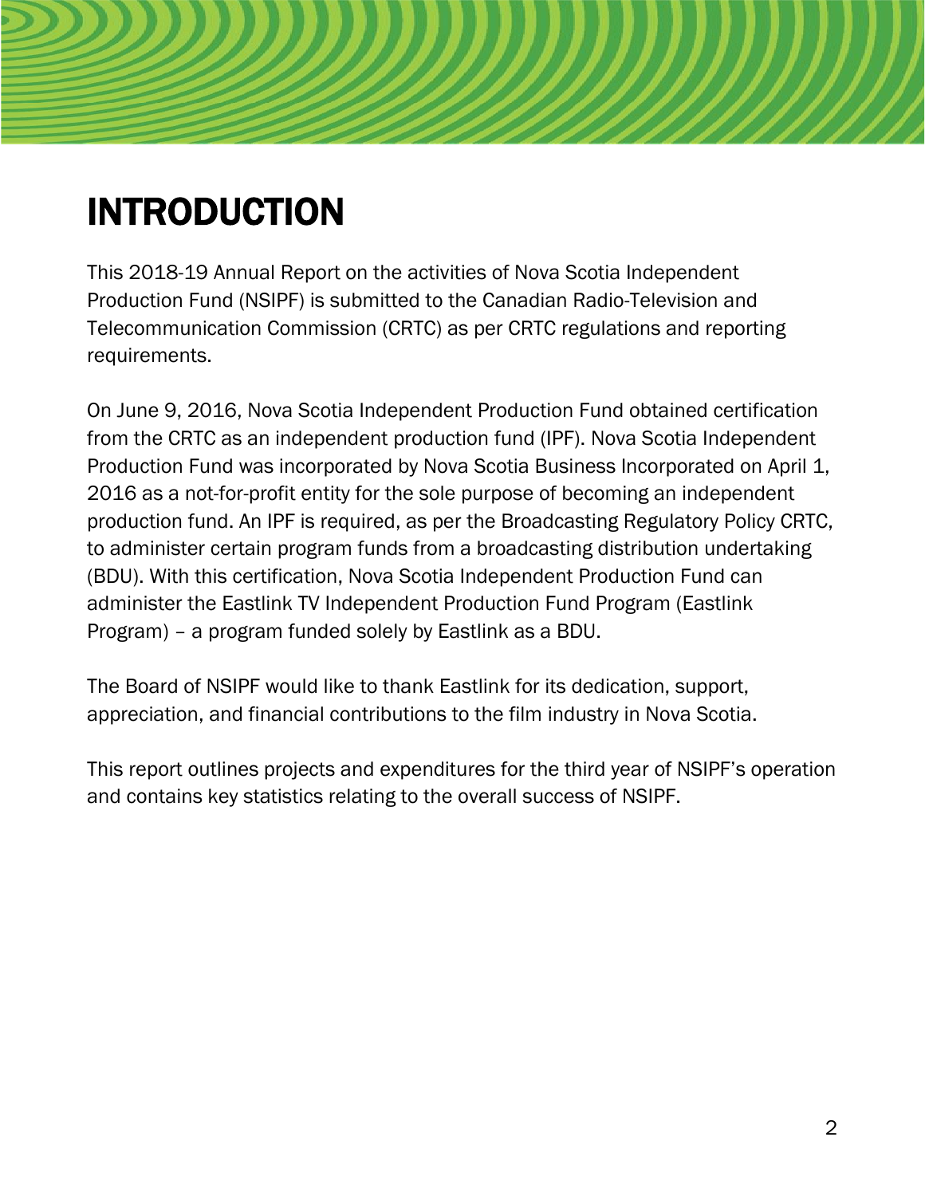# INTRODUCTION

This 2018-19 Annual Report on the activities of Nova Scotia Independent Production Fund (NSIPF) is submitted to the Canadian Radio-Television and Telecommunication Commission (CRTC) as per CRTC regulations and reporting requirements.

On June 9, 2016, Nova Scotia Independent Production Fund obtained certification from the CRTC as an independent production fund (IPF). Nova Scotia Independent Production Fund was incorporated by Nova Scotia Business Incorporated on April 1, 2016 as a not-for-profit entity for the sole purpose of becoming an independent production fund. An IPF is required, as per the Broadcasting Regulatory Policy CRTC, to administer certain program funds from a broadcasting distribution undertaking (BDU). With this certification, Nova Scotia Independent Production Fund can administer the Eastlink TV Independent Production Fund Program (Eastlink Program) – a program funded solely by Eastlink as a BDU.

The Board of NSIPF would like to thank Eastlink for its dedication, support, appreciation, and financial contributions to the film industry in Nova Scotia.

This report outlines projects and expenditures for the third year of NSIPF's operation and contains key statistics relating to the overall success of NSIPF.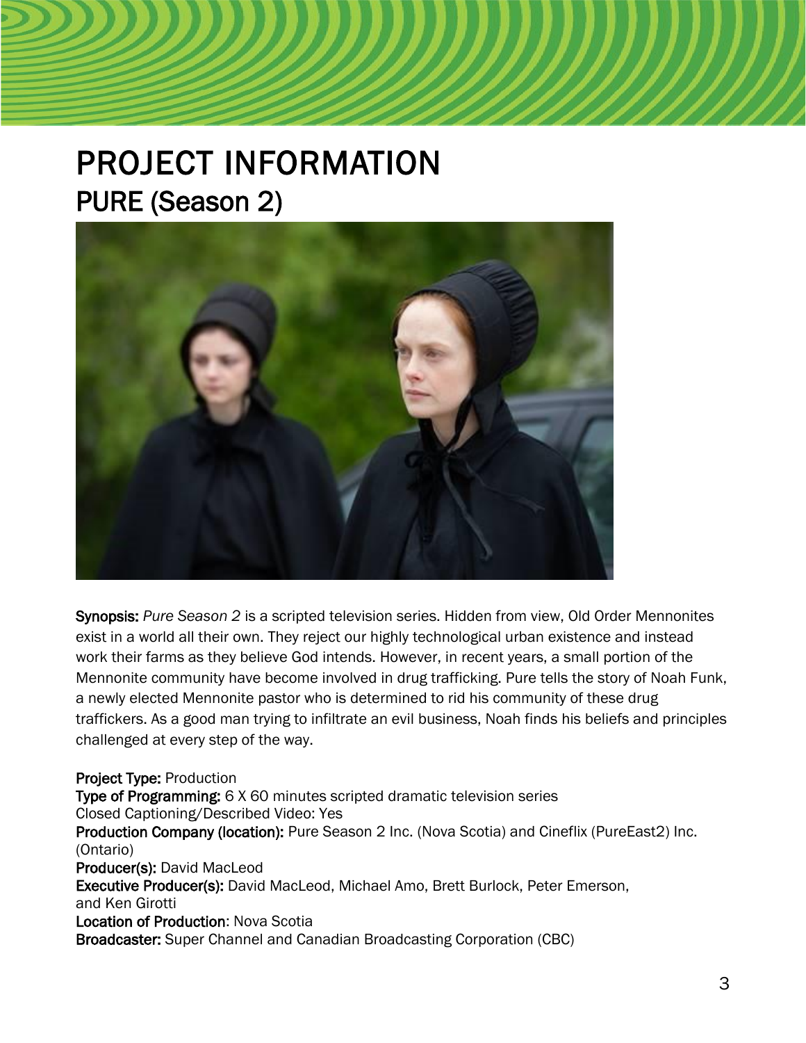# PROJECT INFORMATION

## PURE (Season 2)

**Synopsis:** *Pure Season 2* is a scripted television series. Hidden from view, Old Order Mennonites exist in a world all their own. They reject our highly technological urban existence and instead work their farms as they believe God intends. However, in recent years, a small portion of the Mennonite community have become involved in drug trafficking. Pure tells the story of Noah Funk, a newly elected Mennonite pastor who is determined to rid his community of these drug traffickers. As a good man trying to infiltrate an evil business, Noah finds his beliefs and principles challenged at every step of the way.

**Project Type:** Production
**Type of Programming:** 6 X 60 minutes scripted dramatic television series
Closed Captioning/Described Video: Yes
**Production Company (location):** Pure Season 2 Inc. (Nova Scotia) and Cineflix (PureEast2) Inc. (Ontario)
**Producer(s):** David MacLeod
**Executive Producer(s):** David MacLeod, Michael Amo, Brett Burlock, Peter Emerson, and Ken Girotti
**Location of Production**: Nova Scotia
**Broadcaster:** Super Channel and Canadian Broadcasting Corporation (CBC)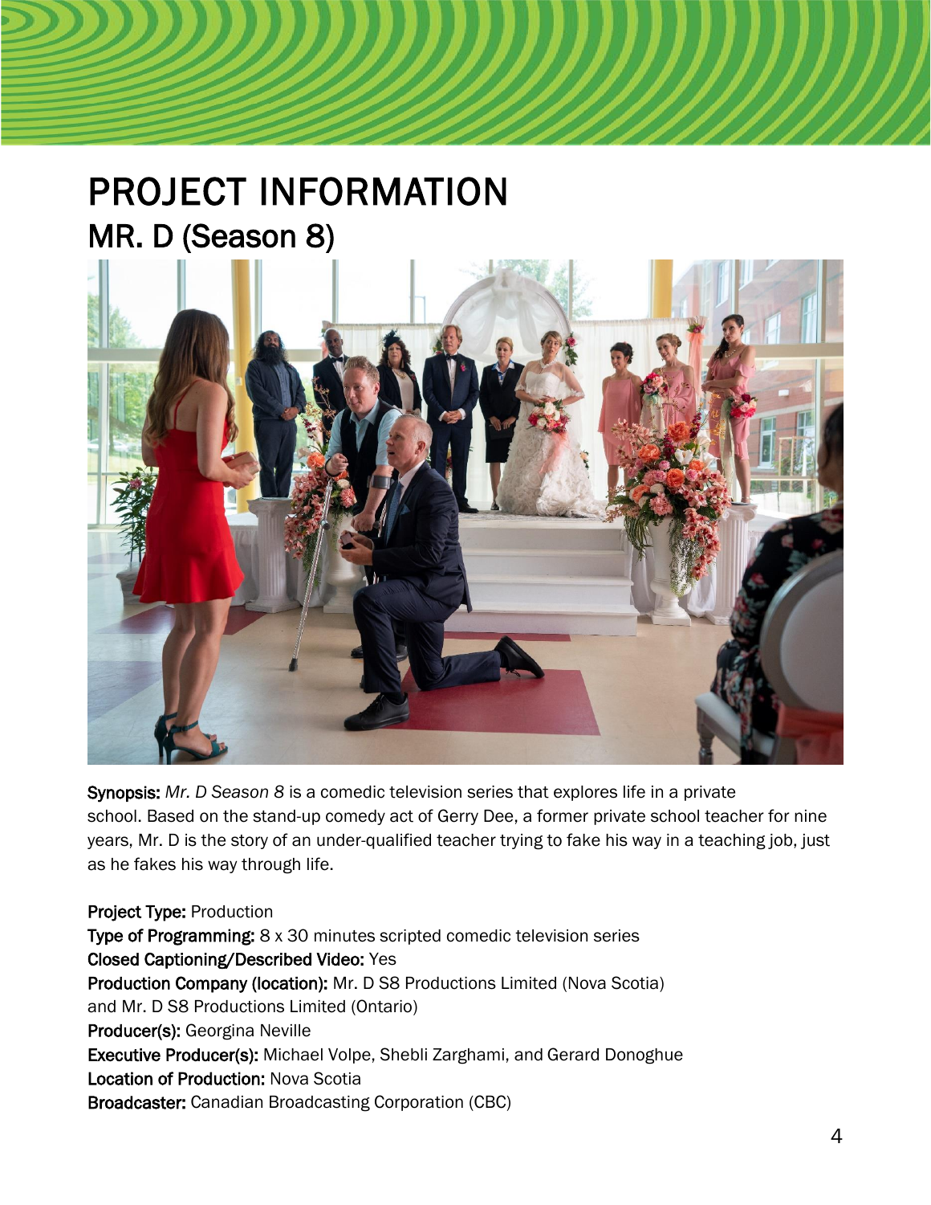# PROJECT INFORMATION

## MR. D (Season 8)

**Synopsis:** *Mr. D Season 8* is a comedic television series that explores life in a private school. Based on the stand-up comedy act of Gerry Dee, a former private school teacher for nine years, Mr. D is the story of an under-qualified teacher trying to fake his way in a teaching job, just as he fakes his way through life.

**Project Type:** Production
**Type of Programming:** 8 x 30 minutes scripted comedic television series
**Closed Captioning/Described Video:** Yes
**Production Company (location):** Mr. D S8 Productions Limited (Nova Scotia) and Mr. D S8 Productions Limited (Ontario)
**Producer(s):** Georgina Neville
**Executive Producer(s):** Michael Volpe, Shebli Zarghami, and Gerard Donoghue
**Location of Production:** Nova Scotia
**Broadcaster:** Canadian Broadcasting Corporation (CBC)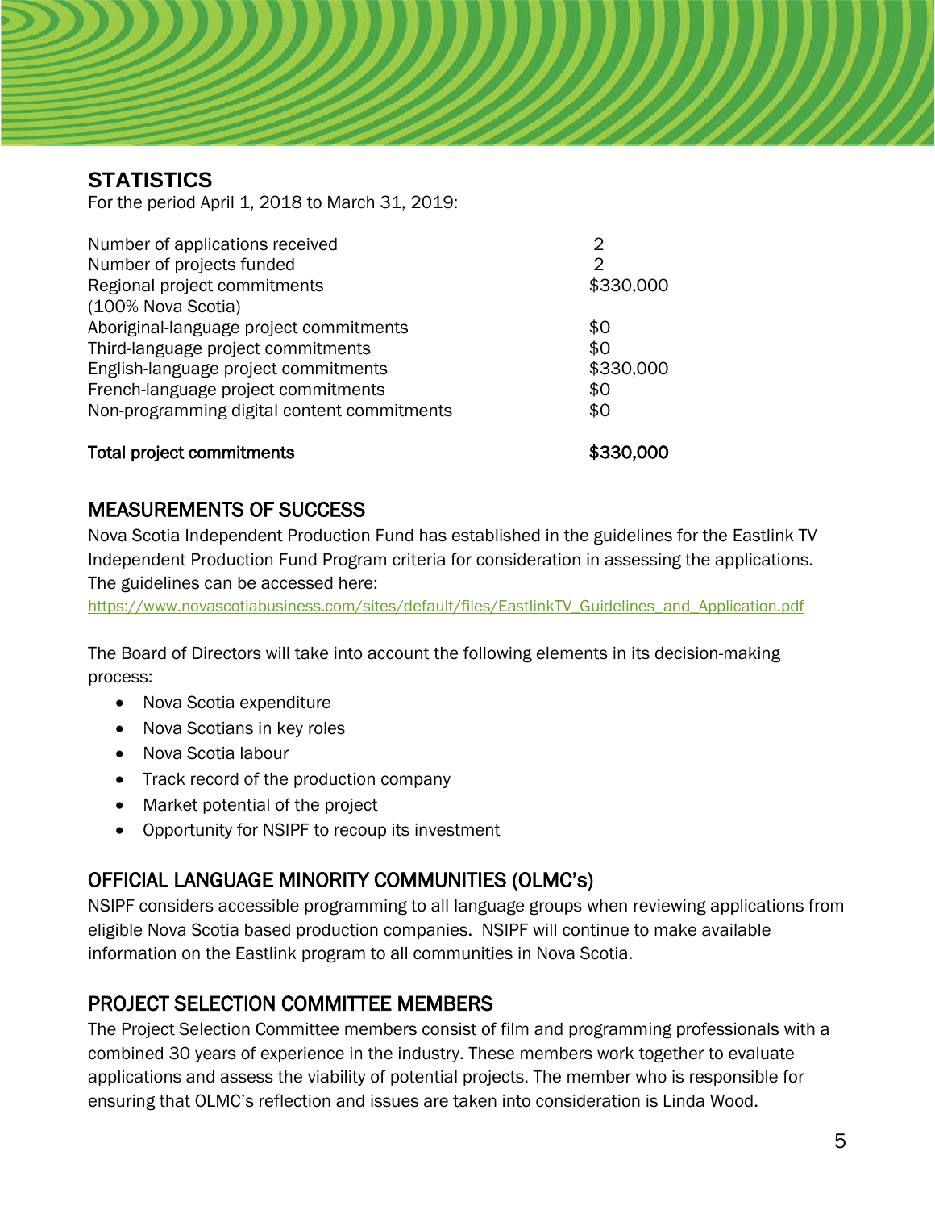## STATISTICS

For the period April 1, 2018 to March 31, 2019:

| | |
|---|---|
| Number of applications received | 2 |
| Number of projects funded | 2 |
| Regional project commitments (100% Nova Scotia) | $330,000 |
| Aboriginal-language project commitments | $0 |
| Third-language project commitments | $0 |
| English-language project commitments | $330,000 |
| French-language project commitments | $0 |
| Non-programming digital content commitments | $0 |
| **Total project commitments** | **$330,000** |

## MEASUREMENTS OF SUCCESS

Nova Scotia Independent Production Fund has established in the guidelines for the Eastlink TV Independent Production Fund Program criteria for consideration in assessing the applications. The guidelines can be accessed here:

https://www.novascotiabusiness.com/sites/default/files/EastlinkTV_Guidelines_and_Application.pdf

The Board of Directors will take into account the following elements in its decision-making process:

- Nova Scotia expenditure
- Nova Scotians in key roles
- Nova Scotia labour
- Track record of the production company
- Market potential of the project
- Opportunity for NSIPF to recoup its investment

## OFFICIAL LANGUAGE MINORITY COMMUNITIES (OLMC's)

NSIPF considers accessible programming to all language groups when reviewing applications from eligible Nova Scotia based production companies. NSIPF will continue to make available information on the Eastlink program to all communities in Nova Scotia.

## PROJECT SELECTION COMMITTEE MEMBERS

The Project Selection Committee members consist of film and programming professionals with a combined 30 years of experience in the industry. These members work together to evaluate applications and assess the viability of potential projects. The member who is responsible for ensuring that OLMC's reflection and issues are taken into consideration is Linda Wood.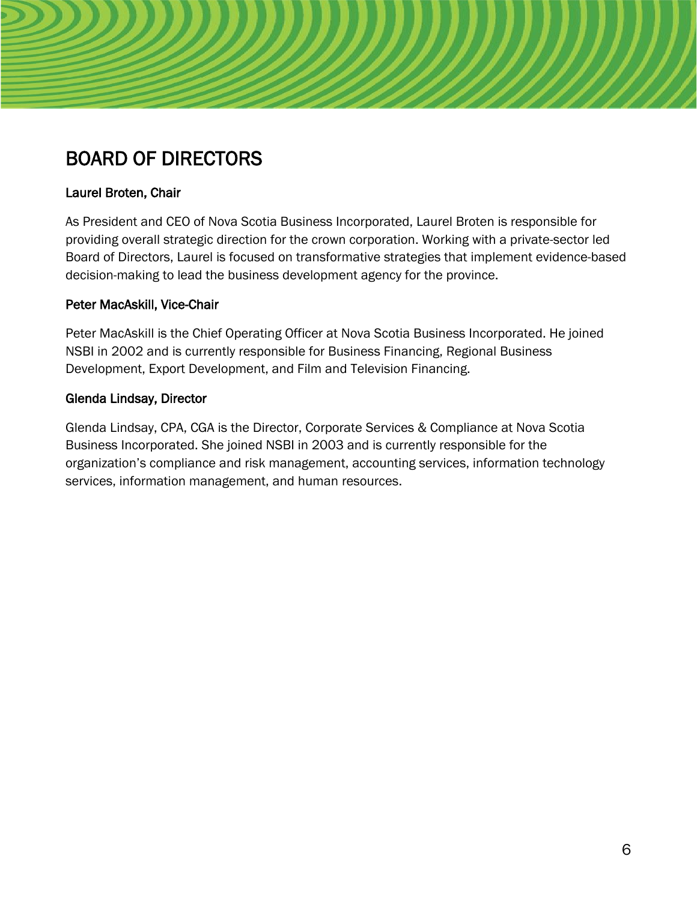# BOARD OF DIRECTORS

## Laurel Broten, Chair

As President and CEO of Nova Scotia Business Incorporated, Laurel Broten is responsible for providing overall strategic direction for the crown corporation. Working with a private-sector led Board of Directors, Laurel is focused on transformative strategies that implement evidence-based decision-making to lead the business development agency for the province.

## Peter MacAskill, Vice-Chair

Peter MacAskill is the Chief Operating Officer at Nova Scotia Business Incorporated. He joined NSBI in 2002 and is currently responsible for Business Financing, Regional Business Development, Export Development, and Film and Television Financing.

## Glenda Lindsay, Director

Glenda Lindsay, CPA, CGA is the Director, Corporate Services & Compliance at Nova Scotia Business Incorporated. She joined NSBI in 2003 and is currently responsible for the organization's compliance and risk management, accounting services, information technology services, information management, and human resources.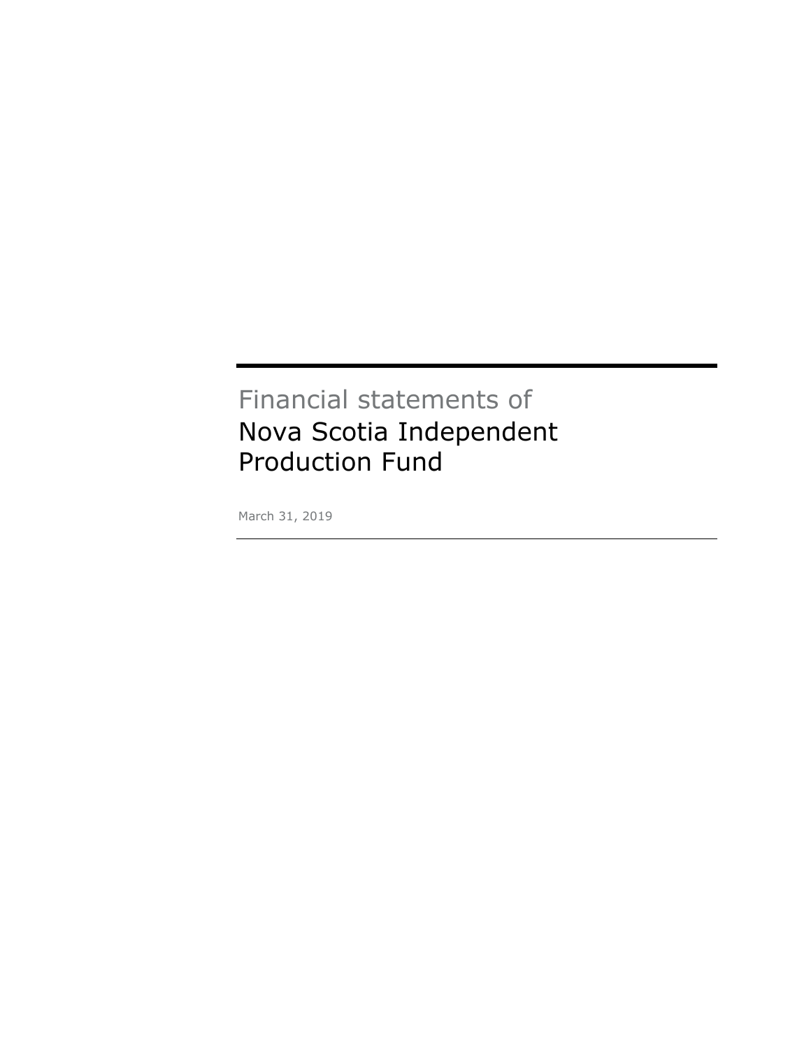Financial statements of

# Nova Scotia Independent Production Fund

March 31, 2019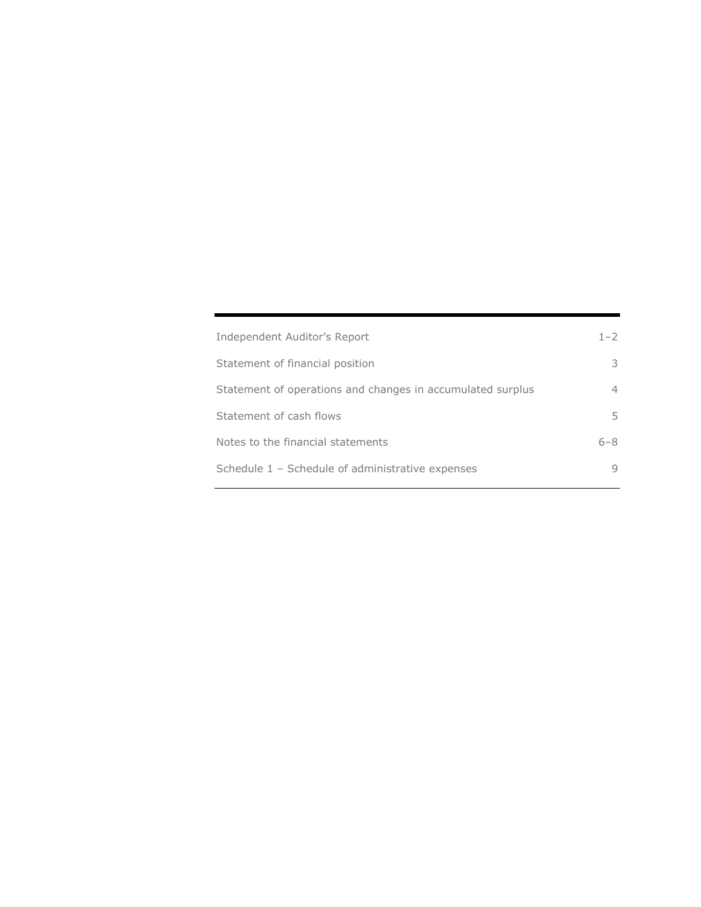| | |
|---|---|
| Independent Auditor's Report | 1–2 |
| Statement of financial position | 3 |
| Statement of operations and changes in accumulated surplus | 4 |
| Statement of cash flows | 5 |
| Notes to the financial statements | 6–8 |
| Schedule 1 – Schedule of administrative expenses | 9 |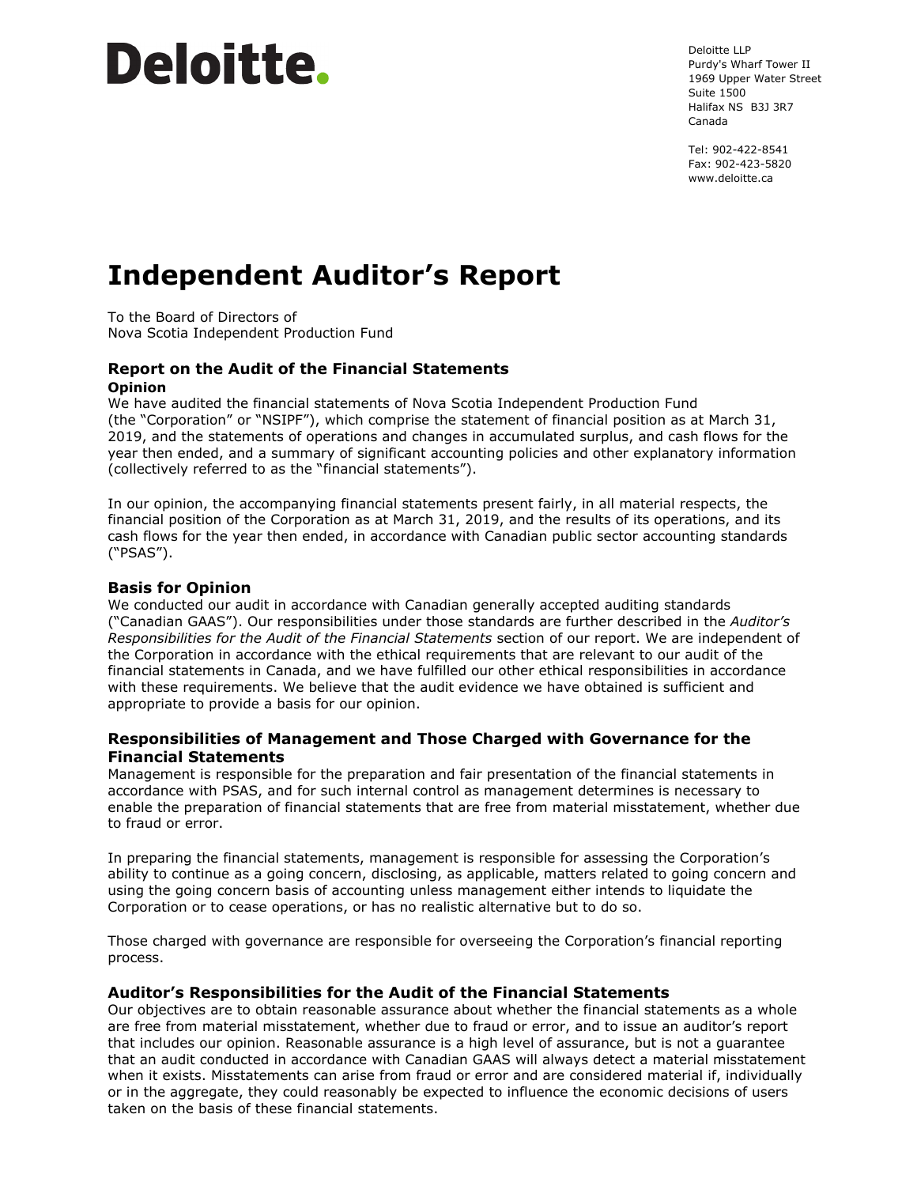Deloitte.

Deloitte LLP
Purdy's Wharf Tower II
1969 Upper Water Street
Suite 1500
Halifax NS B3J 3R7
Canada

Tel: 902-422-8541
Fax: 902-423-5820
www.deloitte.ca

# Independent Auditor's Report

To the Board of Directors of
Nova Scotia Independent Production Fund

## Report on the Audit of the Financial Statements

### Opinion

We have audited the financial statements of Nova Scotia Independent Production Fund (the "Corporation" or "NSIPF"), which comprise the statement of financial position as at March 31, 2019, and the statements of operations and changes in accumulated surplus, and cash flows for the year then ended, and a summary of significant accounting policies and other explanatory information (collectively referred to as the "financial statements").

In our opinion, the accompanying financial statements present fairly, in all material respects, the financial position of the Corporation as at March 31, 2019, and the results of its operations, and its cash flows for the year then ended, in accordance with Canadian public sector accounting standards ("PSAS").

## Basis for Opinion

We conducted our audit in accordance with Canadian generally accepted auditing standards ("Canadian GAAS"). Our responsibilities under those standards are further described in the *Auditor's Responsibilities for the Audit of the Financial Statements* section of our report. We are independent of the Corporation in accordance with the ethical requirements that are relevant to our audit of the financial statements in Canada, and we have fulfilled our other ethical responsibilities in accordance with these requirements. We believe that the audit evidence we have obtained is sufficient and appropriate to provide a basis for our opinion.

## Responsibilities of Management and Those Charged with Governance for the Financial Statements

Management is responsible for the preparation and fair presentation of the financial statements in accordance with PSAS, and for such internal control as management determines is necessary to enable the preparation of financial statements that are free from material misstatement, whether due to fraud or error.

In preparing the financial statements, management is responsible for assessing the Corporation's ability to continue as a going concern, disclosing, as applicable, matters related to going concern and using the going concern basis of accounting unless management either intends to liquidate the Corporation or to cease operations, or has no realistic alternative but to do so.

Those charged with governance are responsible for overseeing the Corporation's financial reporting process.

## Auditor's Responsibilities for the Audit of the Financial Statements

Our objectives are to obtain reasonable assurance about whether the financial statements as a whole are free from material misstatement, whether due to fraud or error, and to issue an auditor's report that includes our opinion. Reasonable assurance is a high level of assurance, but is not a guarantee that an audit conducted in accordance with Canadian GAAS will always detect a material misstatement when it exists. Misstatements can arise from fraud or error and are considered material if, individually or in the aggregate, they could reasonably be expected to influence the economic decisions of users taken on the basis of these financial statements.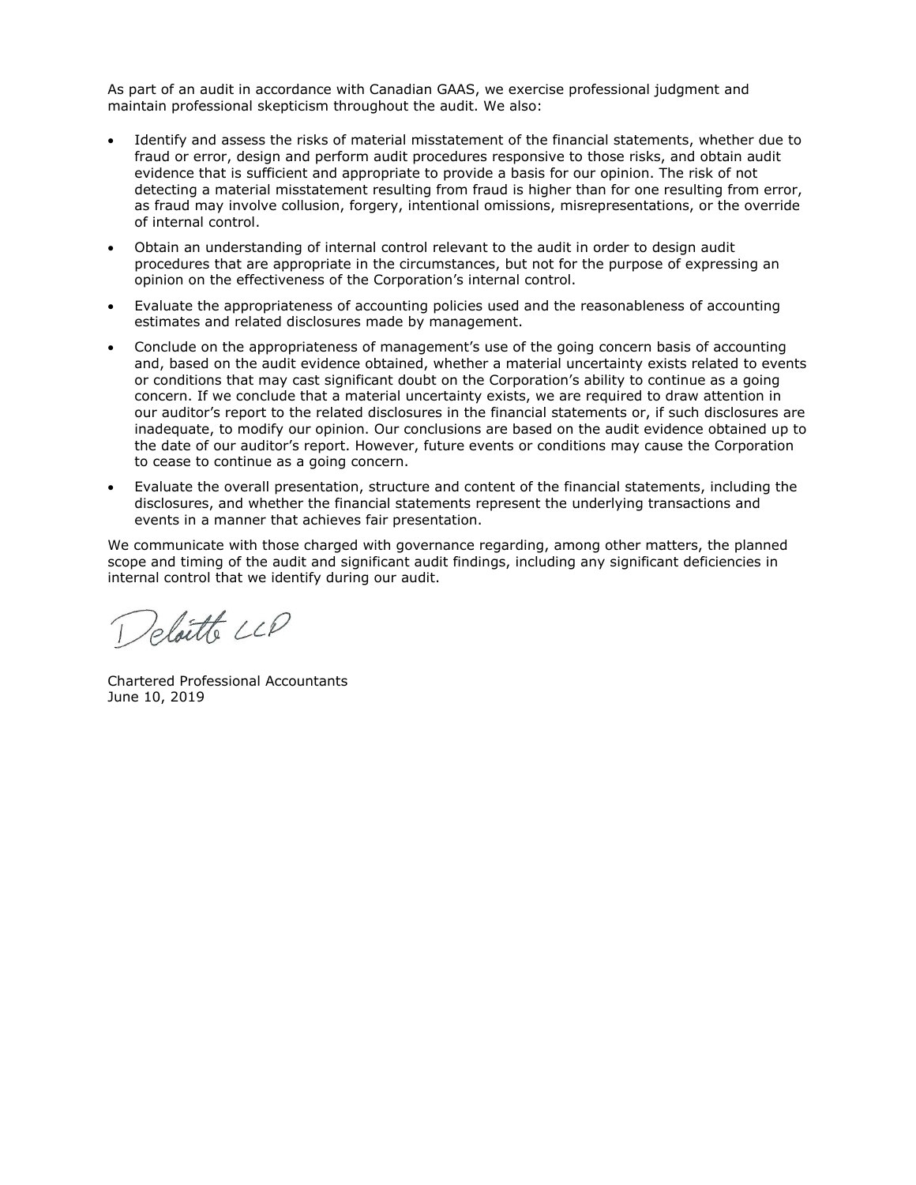As part of an audit in accordance with Canadian GAAS, we exercise professional judgment and maintain professional skepticism throughout the audit. We also:

- Identify and assess the risks of material misstatement of the financial statements, whether due to fraud or error, design and perform audit procedures responsive to those risks, and obtain audit evidence that is sufficient and appropriate to provide a basis for our opinion. The risk of not detecting a material misstatement resulting from fraud is higher than for one resulting from error, as fraud may involve collusion, forgery, intentional omissions, misrepresentations, or the override of internal control.
- Obtain an understanding of internal control relevant to the audit in order to design audit procedures that are appropriate in the circumstances, but not for the purpose of expressing an opinion on the effectiveness of the Corporation's internal control.
- Evaluate the appropriateness of accounting policies used and the reasonableness of accounting estimates and related disclosures made by management.
- Conclude on the appropriateness of management's use of the going concern basis of accounting and, based on the audit evidence obtained, whether a material uncertainty exists related to events or conditions that may cast significant doubt on the Corporation's ability to continue as a going concern. If we conclude that a material uncertainty exists, we are required to draw attention in our auditor's report to the related disclosures in the financial statements or, if such disclosures are inadequate, to modify our opinion. Our conclusions are based on the audit evidence obtained up to the date of our auditor's report. However, future events or conditions may cause the Corporation to cease to continue as a going concern.
- Evaluate the overall presentation, structure and content of the financial statements, including the disclosures, and whether the financial statements represent the underlying transactions and events in a manner that achieves fair presentation.

We communicate with those charged with governance regarding, among other matters, the planned scope and timing of the audit and significant audit findings, including any significant deficiencies in internal control that we identify during our audit.

Deloitte LLP

Chartered Professional Accountants
June 10, 2019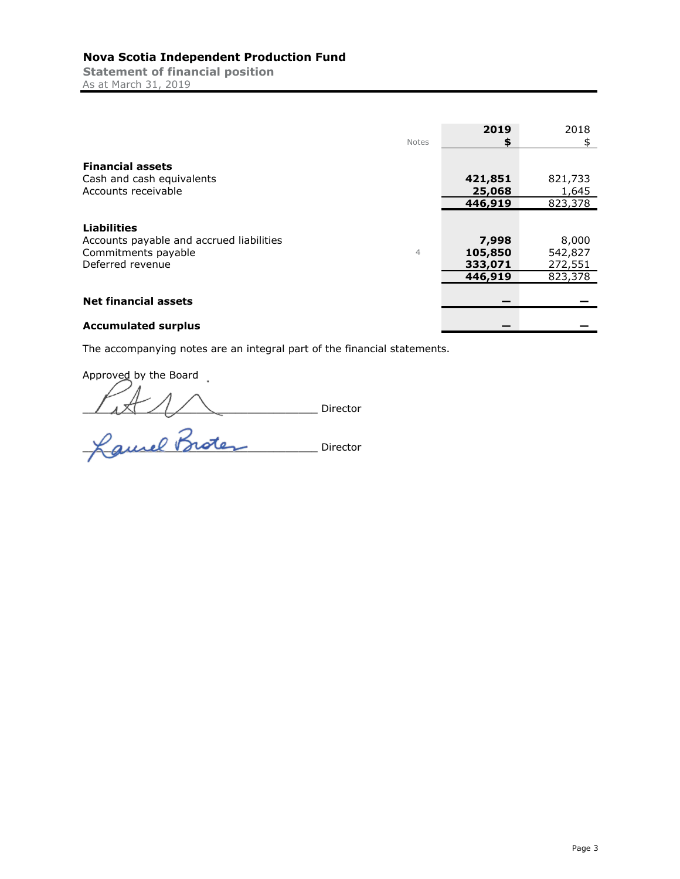# Nova Scotia Independent Production Fund

## Statement of financial position

As at March 31, 2019

| | Notes | 2019<br>$ | 2018<br>$ |
|---|---|---|---|
| **Financial assets** | | | |
| Cash and cash equivalents | | **421,851** | 821,733 |
| Accounts receivable | | **25,068** | 1,645 |
| | | **446,919** | 823,378 |
| **Liabilities** | | | |
| Accounts payable and accrued liabilities | | **7,998** | 8,000 |
| Commitments payable | 4 | **105,850** | 542,827 |
| Deferred revenue | | **333,071** | 272,551 |
| | | **446,919** | 823,378 |
| **Net financial assets** | | **—** | — |
| **Accumulated surplus** | | **—** | — |

The accompanying notes are an integral part of the financial statements.

Approved by the Board

______________________ Director

______________________ Director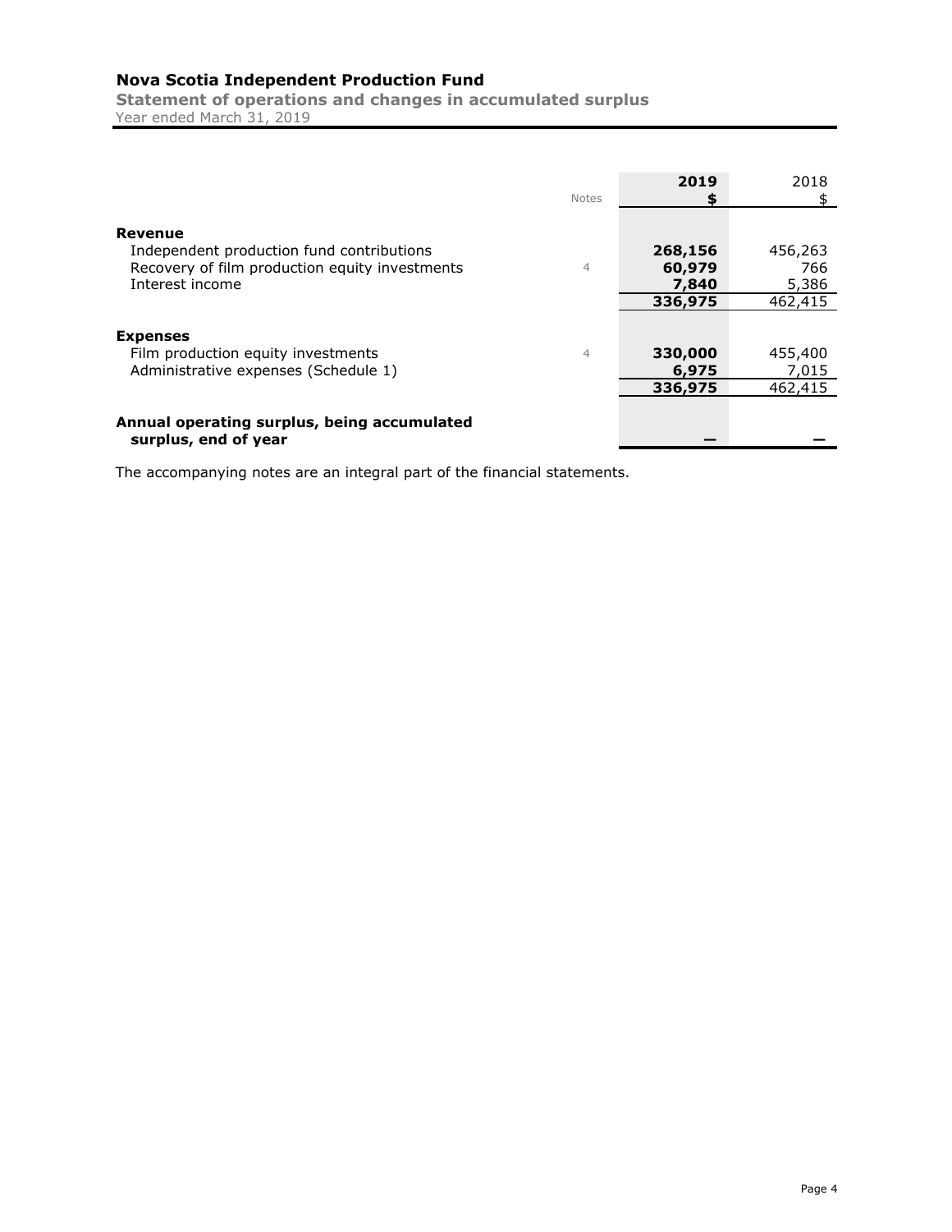# Nova Scotia Independent Production Fund

## Statement of operations and changes in accumulated surplus

Year ended March 31, 2019

| | Notes | 2019<br>$ | 2018<br>$ |
|---|---|---|---|
| **Revenue** | | | |
| Independent production fund contributions | | **268,156** | 456,263 |
| Recovery of film production equity investments | 4 | **60,979** | 766 |
| Interest income | | **7,840** | 5,386 |
| | | **336,975** | 462,415 |
| **Expenses** | | | |
| Film production equity investments | 4 | **330,000** | 455,400 |
| Administrative expenses (Schedule 1) | | **6,975** | 7,015 |
| | | **336,975** | 462,415 |
| **Annual operating surplus, being accumulated surplus, end of year** | | **—** | — |

The accompanying notes are an integral part of the financial statements.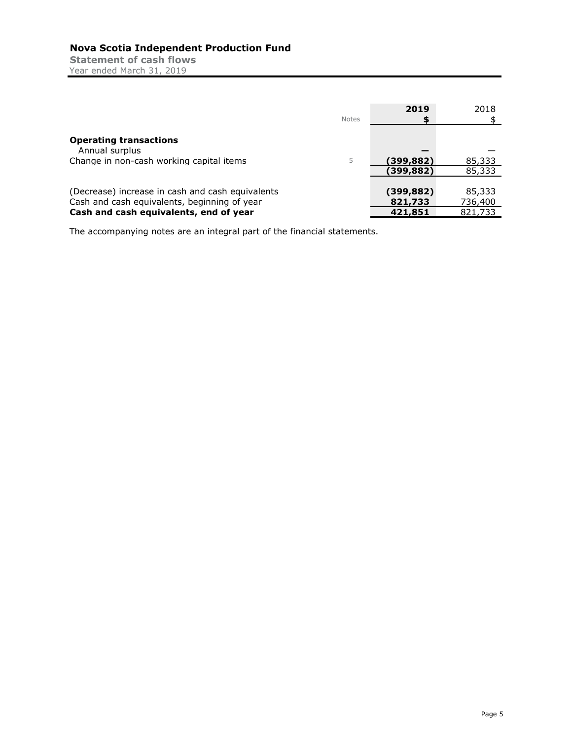# Nova Scotia Independent Production Fund

**Statement of cash flows**

Year ended March 31, 2019

| | Notes | 2019<br>$ | 2018<br>$ |
|---|---|---|---|
| **Operating transactions** | | | |
| Annual surplus | | **—** | — |
| Change in non-cash working capital items | 5 | **(399,882)** | 85,333 |
| | | **(399,882)** | 85,333 |
| | | | |
| (Decrease) increase in cash and cash equivalents | | **(399,882)** | 85,333 |
| Cash and cash equivalents, beginning of year | | **821,733** | 736,400 |
| **Cash and cash equivalents, end of year** | | **421,851** | 821,733 |

The accompanying notes are an integral part of the financial statements.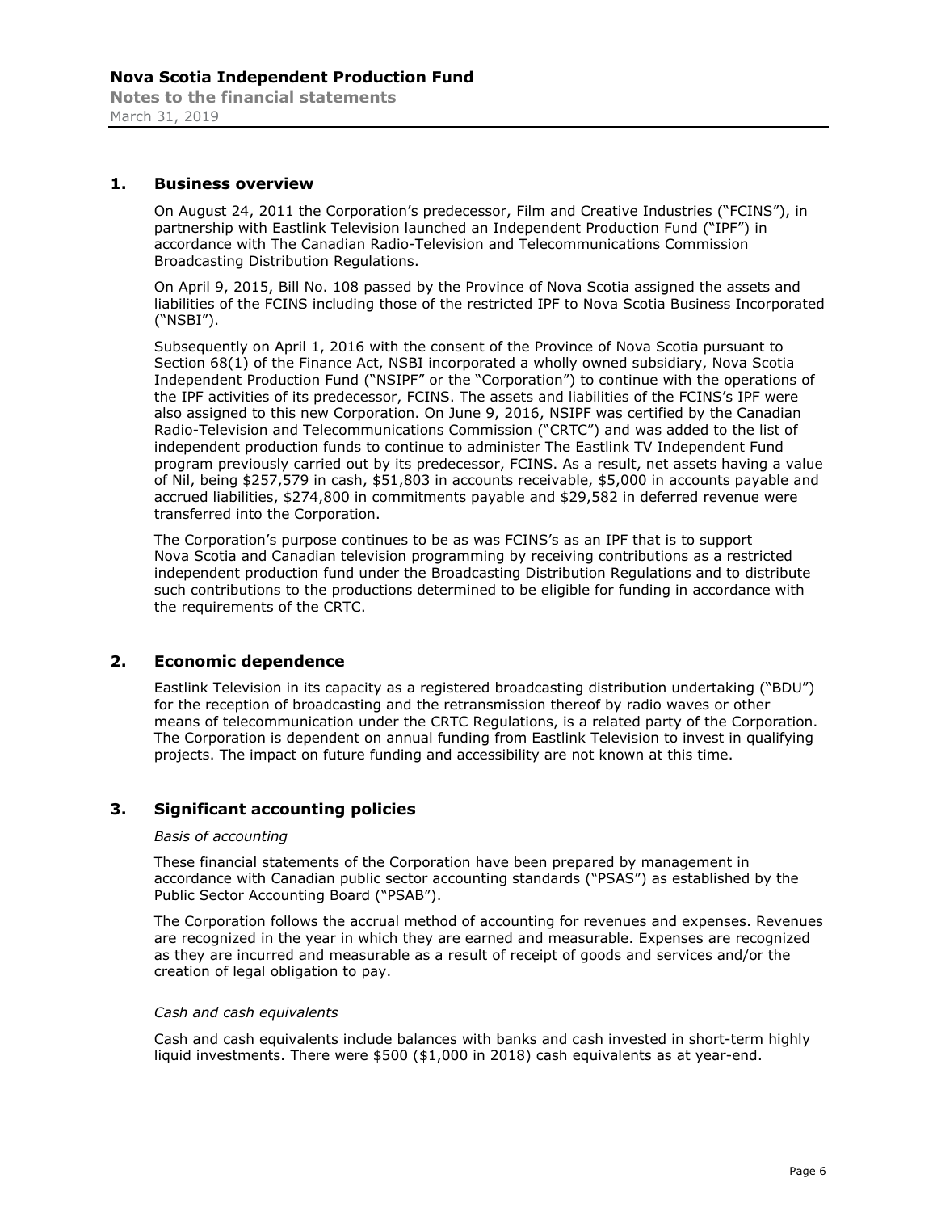## 1. Business overview

On August 24, 2011 the Corporation's predecessor, Film and Creative Industries ("FCINS"), in partnership with Eastlink Television launched an Independent Production Fund ("IPF") in accordance with The Canadian Radio-Television and Telecommunications Commission Broadcasting Distribution Regulations.

On April 9, 2015, Bill No. 108 passed by the Province of Nova Scotia assigned the assets and liabilities of the FCINS including those of the restricted IPF to Nova Scotia Business Incorporated ("NSBI").

Subsequently on April 1, 2016 with the consent of the Province of Nova Scotia pursuant to Section 68(1) of the Finance Act, NSBI incorporated a wholly owned subsidiary, Nova Scotia Independent Production Fund ("NSIPF" or the "Corporation") to continue with the operations of the IPF activities of its predecessor, FCINS. The assets and liabilities of the FCINS's IPF were also assigned to this new Corporation. On June 9, 2016, NSIPF was certified by the Canadian Radio-Television and Telecommunications Commission ("CRTC") and was added to the list of independent production funds to continue to administer The Eastlink TV Independent Fund program previously carried out by its predecessor, FCINS. As a result, net assets having a value of Nil, being $257,579 in cash, $51,803 in accounts receivable, $5,000 in accounts payable and accrued liabilities, $274,800 in commitments payable and $29,582 in deferred revenue were transferred into the Corporation.

The Corporation's purpose continues to be as was FCINS's as an IPF that is to support Nova Scotia and Canadian television programming by receiving contributions as a restricted independent production fund under the Broadcasting Distribution Regulations and to distribute such contributions to the productions determined to be eligible for funding in accordance with the requirements of the CRTC.

## 2. Economic dependence

Eastlink Television in its capacity as a registered broadcasting distribution undertaking ("BDU") for the reception of broadcasting and the retransmission thereof by radio waves or other means of telecommunication under the CRTC Regulations, is a related party of the Corporation. The Corporation is dependent on annual funding from Eastlink Television to invest in qualifying projects. The impact on future funding and accessibility are not known at this time.

## 3. Significant accounting policies

*Basis of accounting*

These financial statements of the Corporation have been prepared by management in accordance with Canadian public sector accounting standards ("PSAS") as established by the Public Sector Accounting Board ("PSAB").

The Corporation follows the accrual method of accounting for revenues and expenses. Revenues are recognized in the year in which they are earned and measurable. Expenses are recognized as they are incurred and measurable as a result of receipt of goods and services and/or the creation of legal obligation to pay.

*Cash and cash equivalents*

Cash and cash equivalents include balances with banks and cash invested in short-term highly liquid investments. There were $500 ($1,000 in 2018) cash equivalents as at year-end.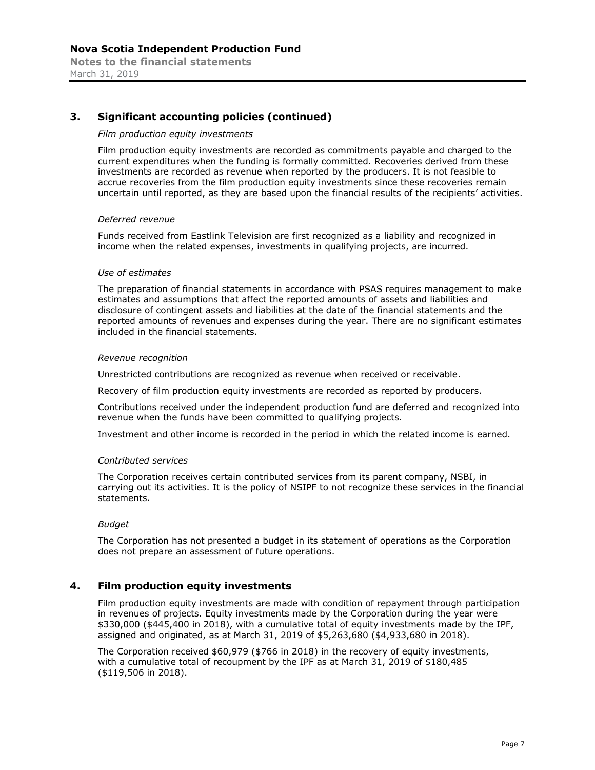## 3. Significant accounting policies (continued)

*Film production equity investments*

Film production equity investments are recorded as commitments payable and charged to the current expenditures when the funding is formally committed. Recoveries derived from these investments are recorded as revenue when reported by the producers. It is not feasible to accrue recoveries from the film production equity investments since these recoveries remain uncertain until reported, as they are based upon the financial results of the recipients' activities.

*Deferred revenue*

Funds received from Eastlink Television are first recognized as a liability and recognized in income when the related expenses, investments in qualifying projects, are incurred.

*Use of estimates*

The preparation of financial statements in accordance with PSAS requires management to make estimates and assumptions that affect the reported amounts of assets and liabilities and disclosure of contingent assets and liabilities at the date of the financial statements and the reported amounts of revenues and expenses during the year. There are no significant estimates included in the financial statements.

*Revenue recognition*

Unrestricted contributions are recognized as revenue when received or receivable.

Recovery of film production equity investments are recorded as reported by producers.

Contributions received under the independent production fund are deferred and recognized into revenue when the funds have been committed to qualifying projects.

Investment and other income is recorded in the period in which the related income is earned.

*Contributed services*

The Corporation receives certain contributed services from its parent company, NSBI, in carrying out its activities. It is the policy of NSIPF to not recognize these services in the financial statements.

*Budget*

The Corporation has not presented a budget in its statement of operations as the Corporation does not prepare an assessment of future operations.

## 4. Film production equity investments

Film production equity investments are made with condition of repayment through participation in revenues of projects. Equity investments made by the Corporation during the year were $330,000 ($445,400 in 2018), with a cumulative total of equity investments made by the IPF, assigned and originated, as at March 31, 2019 of $5,263,680 ($4,933,680 in 2018).

The Corporation received $60,979 ($766 in 2018) in the recovery of equity investments, with a cumulative total of recoupment by the IPF as at March 31, 2019 of $180,485 ($119,506 in 2018).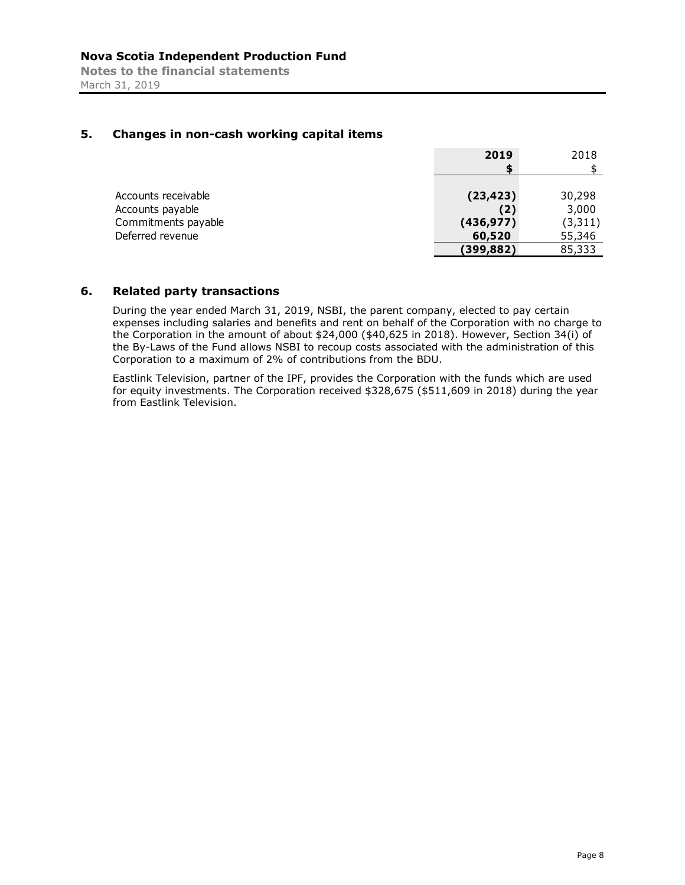## 5. Changes in non-cash working capital items

| | 2019 | 2018 |
|---|---|---|
| | $ | $ |
| Accounts receivable | (23,423) | 30,298 |
| Accounts payable | (2) | 3,000 |
| Commitments payable | (436,977) | (3,311) |
| Deferred revenue | 60,520 | 55,346 |
| | (399,882) | 85,333 |

## 6. Related party transactions

During the year ended March 31, 2019, NSBI, the parent company, elected to pay certain expenses including salaries and benefits and rent on behalf of the Corporation with no charge to the Corporation in the amount of about $24,000 ($40,625 in 2018). However, Section 34(i) of the By-Laws of the Fund allows NSBI to recoup costs associated with the administration of this Corporation to a maximum of 2% of contributions from the BDU.

Eastlink Television, partner of the IPF, provides the Corporation with the funds which are used for equity investments. The Corporation received $328,675 ($511,609 in 2018) during the year from Eastlink Television.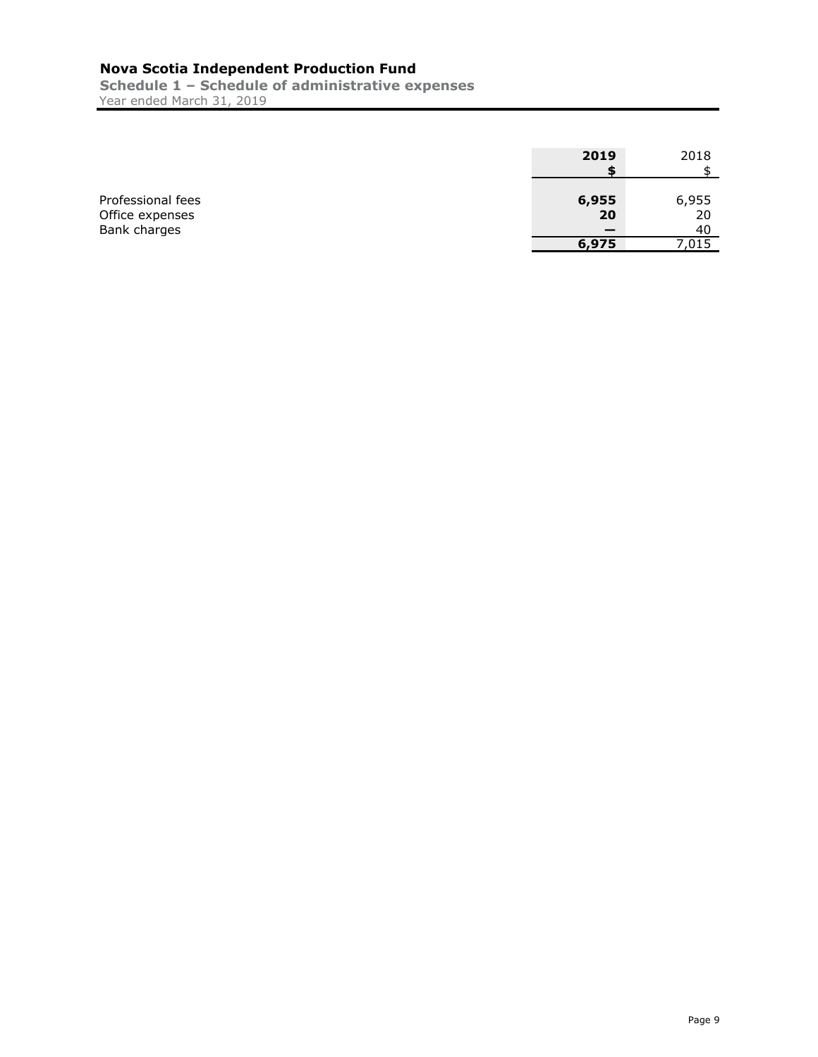**Nova Scotia Independent Production Fund**

**Schedule 1 – Schedule of administrative expenses**

Year ended March 31, 2019

| | 2019<br>$ | 2018<br>$ |
|---|---|---|
| Professional fees | **6,955** | 6,955 |
| Office expenses | **20** | 20 |
| Bank charges | **—** | 40 |
| | **6,975** | 7,015 |